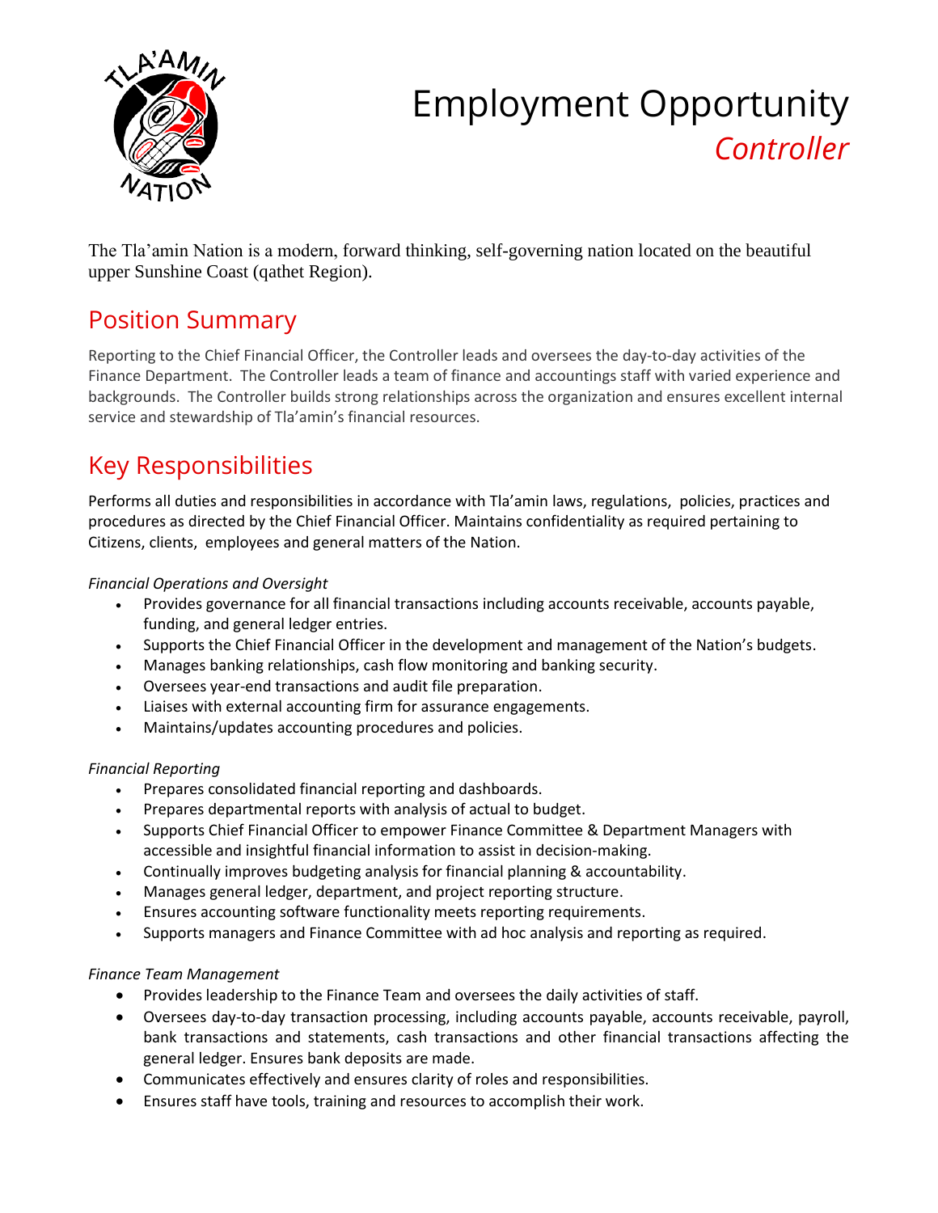# Employment Opportunity

## *Controller*

The Tla'amin Nation is a modern, forward thinking, self-governing nation located on the beautiful upper Sunshine Coast (qathet Region).

## Position Summary

Reporting to the Chief Financial Officer, the Controller leads and oversees the day-to-day activities of the Finance Department. The Controller leads a team of finance and accountings staff with varied experience and backgrounds. The Controller builds strong relationships across the organization and ensures excellent internal service and stewardship of Tla'amin's financial resources.

## Key Responsibilities

Performs all duties and responsibilities in accordance with Tla'amin laws, regulations, policies, practices and procedures as directed by the Chief Financial Officer. Maintains confidentiality as required pertaining to Citizens, clients, employees and general matters of the Nation.

*Financial Operations and Oversight*

- Provides governance for all financial transactions including accounts receivable, accounts payable, funding, and general ledger entries.
- Supports the Chief Financial Officer in the development and management of the Nation's budgets.
- Manages banking relationships, cash flow monitoring and banking security.
- Oversees year-end transactions and audit file preparation.
- Liaises with external accounting firm for assurance engagements.
- Maintains/updates accounting procedures and policies.

*Financial Reporting*

- Prepares consolidated financial reporting and dashboards.
- Prepares departmental reports with analysis of actual to budget.
- Supports Chief Financial Officer to empower Finance Committee & Department Managers with accessible and insightful financial information to assist in decision-making.
- Continually improves budgeting analysis for financial planning & accountability.
- Manages general ledger, department, and project reporting structure.
- Ensures accounting software functionality meets reporting requirements.
- Supports managers and Finance Committee with ad hoc analysis and reporting as required.

*Finance Team Management*

- Provides leadership to the Finance Team and oversees the daily activities of staff.
- Oversees day-to-day transaction processing, including accounts payable, accounts receivable, payroll, bank transactions and statements, cash transactions and other financial transactions affecting the general ledger. Ensures bank deposits are made.
- Communicates effectively and ensures clarity of roles and responsibilities.
- Ensures staff have tools, training and resources to accomplish their work.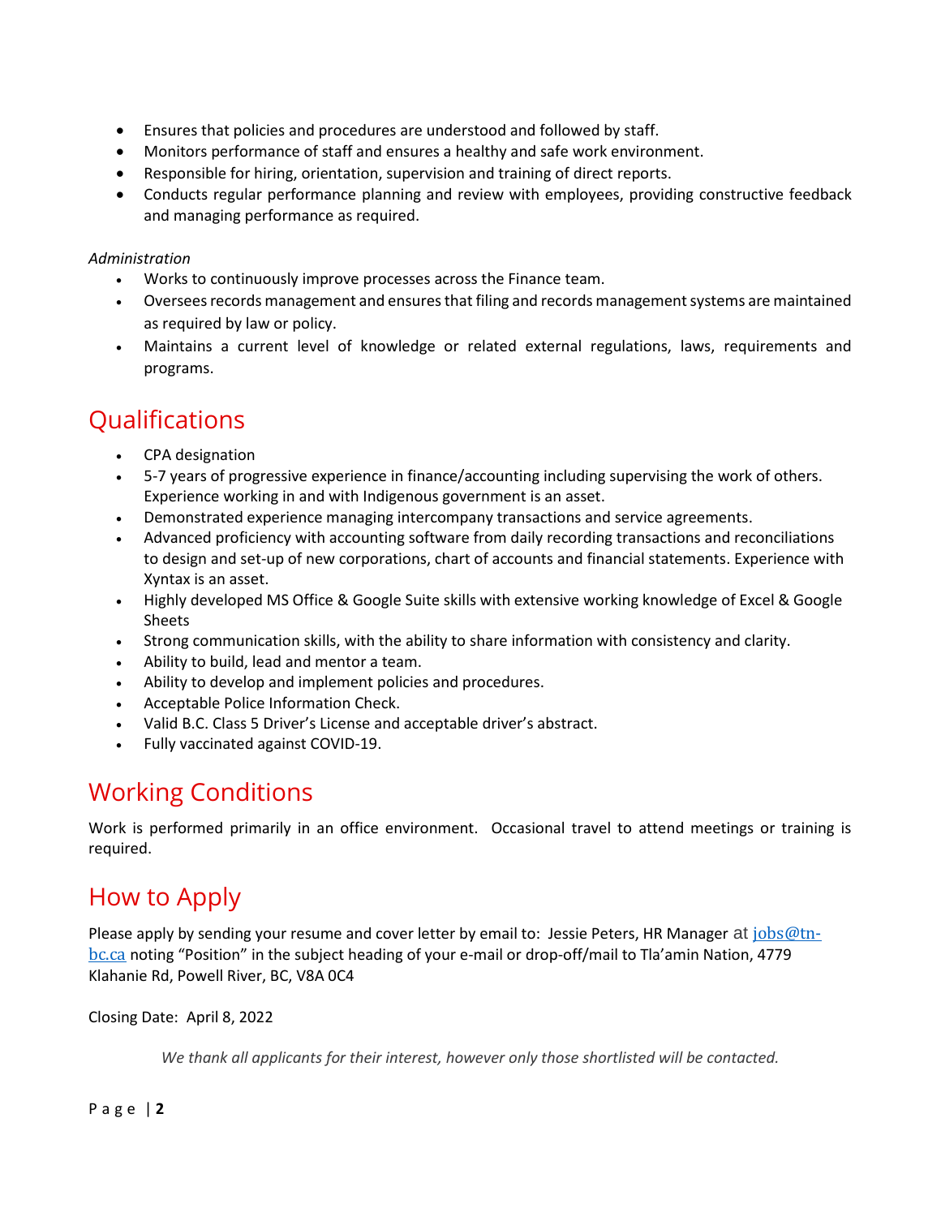- Ensures that policies and procedures are understood and followed by staff.
- Monitors performance of staff and ensures a healthy and safe work environment.
- Responsible for hiring, orientation, supervision and training of direct reports.
- Conducts regular performance planning and review with employees, providing constructive feedback and managing performance as required.

*Administration*

- Works to continuously improve processes across the Finance team.
- Oversees records management and ensures that filing and records management systems are maintained as required by law or policy.
- Maintains a current level of knowledge or related external regulations, laws, requirements and programs.

## Qualifications

- CPA designation
- 5-7 years of progressive experience in finance/accounting including supervising the work of others. Experience working in and with Indigenous government is an asset.
- Demonstrated experience managing intercompany transactions and service agreements.
- Advanced proficiency with accounting software from daily recording transactions and reconciliations to design and set-up of new corporations, chart of accounts and financial statements. Experience with Xyntax is an asset.
- Highly developed MS Office & Google Suite skills with extensive working knowledge of Excel & Google Sheets
- Strong communication skills, with the ability to share information with consistency and clarity.
- Ability to build, lead and mentor a team.
- Ability to develop and implement policies and procedures.
- Acceptable Police Information Check.
- Valid B.C. Class 5 Driver's License and acceptable driver's abstract.
- Fully vaccinated against COVID-19.

## Working Conditions

Work is performed primarily in an office environment. Occasional travel to attend meetings or training is required.

## How to Apply

Please apply by sending your resume and cover letter by email to: Jessie Peters, HR Manager at jobs@tn-bc.ca noting "Position" in the subject heading of your e-mail or drop-off/mail to Tla'amin Nation, 4779 Klahanie Rd, Powell River, BC, V8A 0C4

Closing Date: April 8, 2022

*We thank all applicants for their interest, however only those shortlisted will be contacted.*